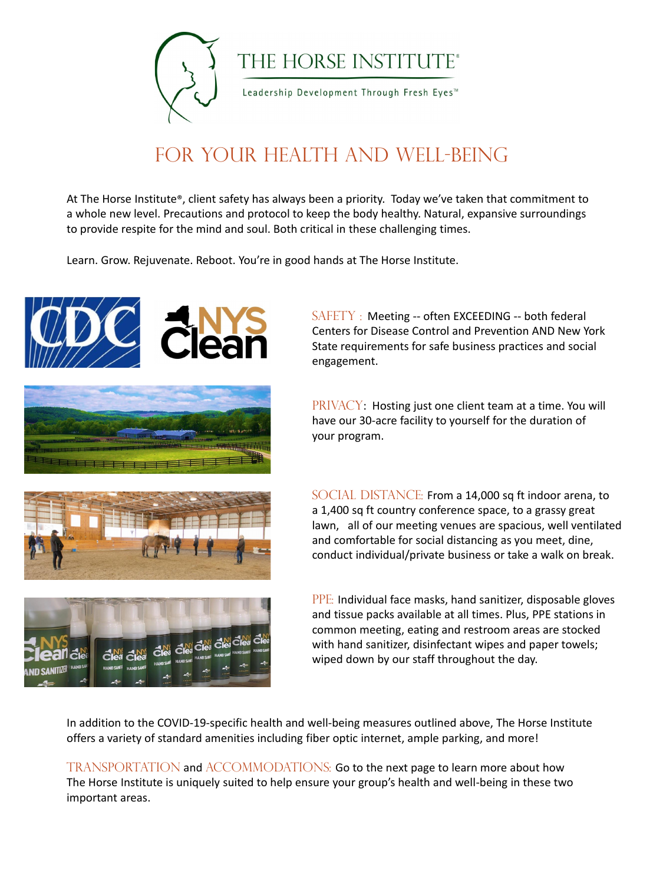# THE HORSE INSTITUTE®

Leadership Development Through Fresh Eyes™

## FOR YOUR HEALTH AND WELL-BEING

At The Horse Institute®, client safety has always been a priority. Today we've taken that commitment to a whole new level. Precautions and protocol to keep the body healthy. Natural, expansive surroundings to provide respite for the mind and soul. Both critical in these challenging times.

Learn. Grow. Rejuvenate. Reboot. You're in good hands at The Horse Institute.

SAFETY : Meeting -- often EXCEEDING -- both federal Centers for Disease Control and Prevention AND New York State requirements for safe business practices and social engagement.

PRIVACY: Hosting just one client team at a time. You will have our 30-acre facility to yourself for the duration of your program.

SOCIAL DISTANCE: From a 14,000 sq ft indoor arena, to a 1,400 sq ft country conference space, to a grassy great lawn, all of our meeting venues are spacious, well ventilated and comfortable for social distancing as you meet, dine, conduct individual/private business or take a walk on break.

PPE: Individual face masks, hand sanitizer, disposable gloves and tissue packs available at all times. Plus, PPE stations in common meeting, eating and restroom areas are stocked with hand sanitizer, disinfectant wipes and paper towels; wiped down by our staff throughout the day.

In addition to the COVID-19-specific health and well-being measures outlined above, The Horse Institute offers a variety of standard amenities including fiber optic internet, ample parking, and more!

TRANSPORTATION and ACCOMMODATIONS: Go to the next page to learn more about how The Horse Institute is uniquely suited to help ensure your group's health and well-being in these two important areas.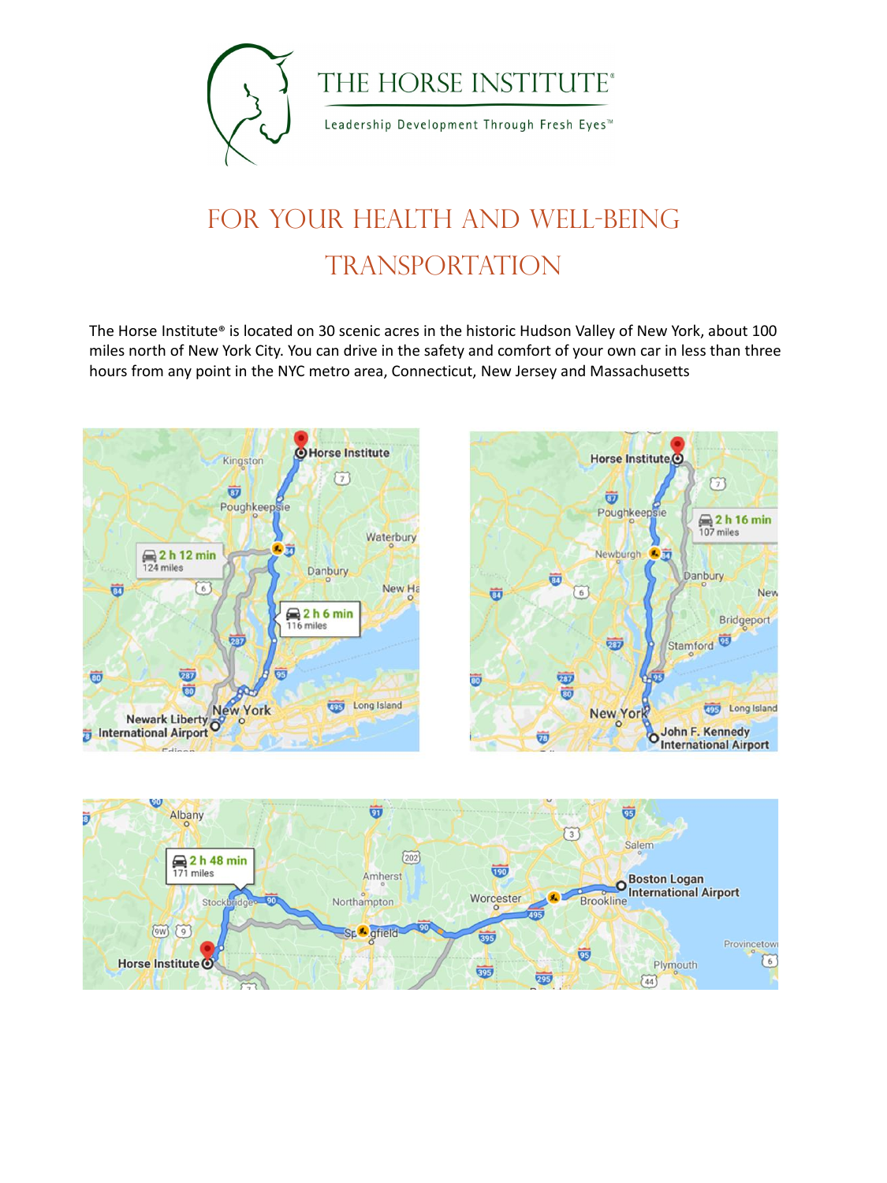# THE HORSE INSTITUTE®

Leadership Development Through Fresh Eyes™

## FOR YOUR HEALTH AND WELL-BEING

## TRANSPORTATION

The Horse Institute® is located on 30 scenic acres in the historic Hudson Valley of New York, about 100 miles north of New York City. You can drive in the safety and comfort of your own car in less than three hours from any point in the NYC metro area, Connecticut, New Jersey and Massachusetts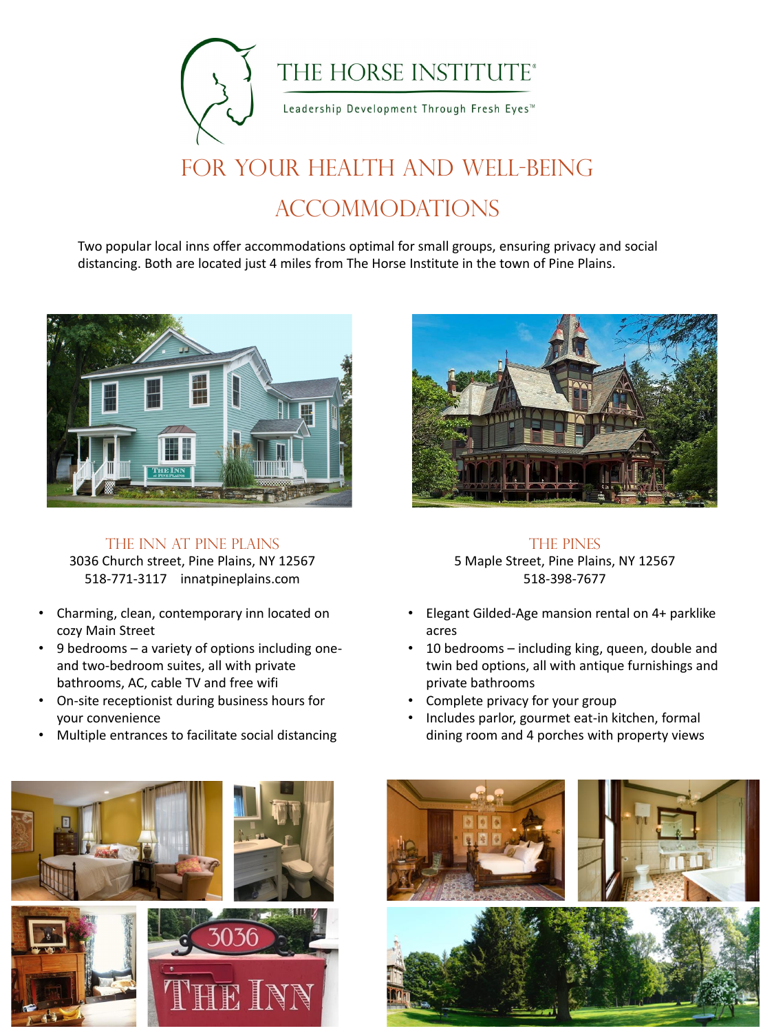THE HORSE INSTITUTE®

Leadership Development Through Fresh Eyes™

# FOR YOUR HEALTH AND WELL-BEING

## ACCOMMODATIONS

Two popular local inns offer accommodations optimal for small groups, ensuring privacy and social distancing. Both are located just 4 miles from The Horse Institute in the town of Pine Plains.

### THE INN AT PINE PLAINS

3036 Church street, Pine Plains, NY 12567
518-771-3117 innatpineplains.com

- Charming, clean, contemporary inn located on cozy Main Street
- 9 bedrooms – a variety of options including one- and two-bedroom suites, all with private bathrooms, AC, cable TV and free wifi
- On-site receptionist during business hours for your convenience
- Multiple entrances to facilitate social distancing

### THE PINES

5 Maple Street, Pine Plains, NY 12567
518-398-7677

- Elegant Gilded-Age mansion rental on 4+ parklike acres
- 10 bedrooms – including king, queen, double and twin bed options, all with antique furnishings and private bathrooms
- Complete privacy for your group
- Includes parlor, gourmet eat-in kitchen, formal dining room and 4 porches with property views